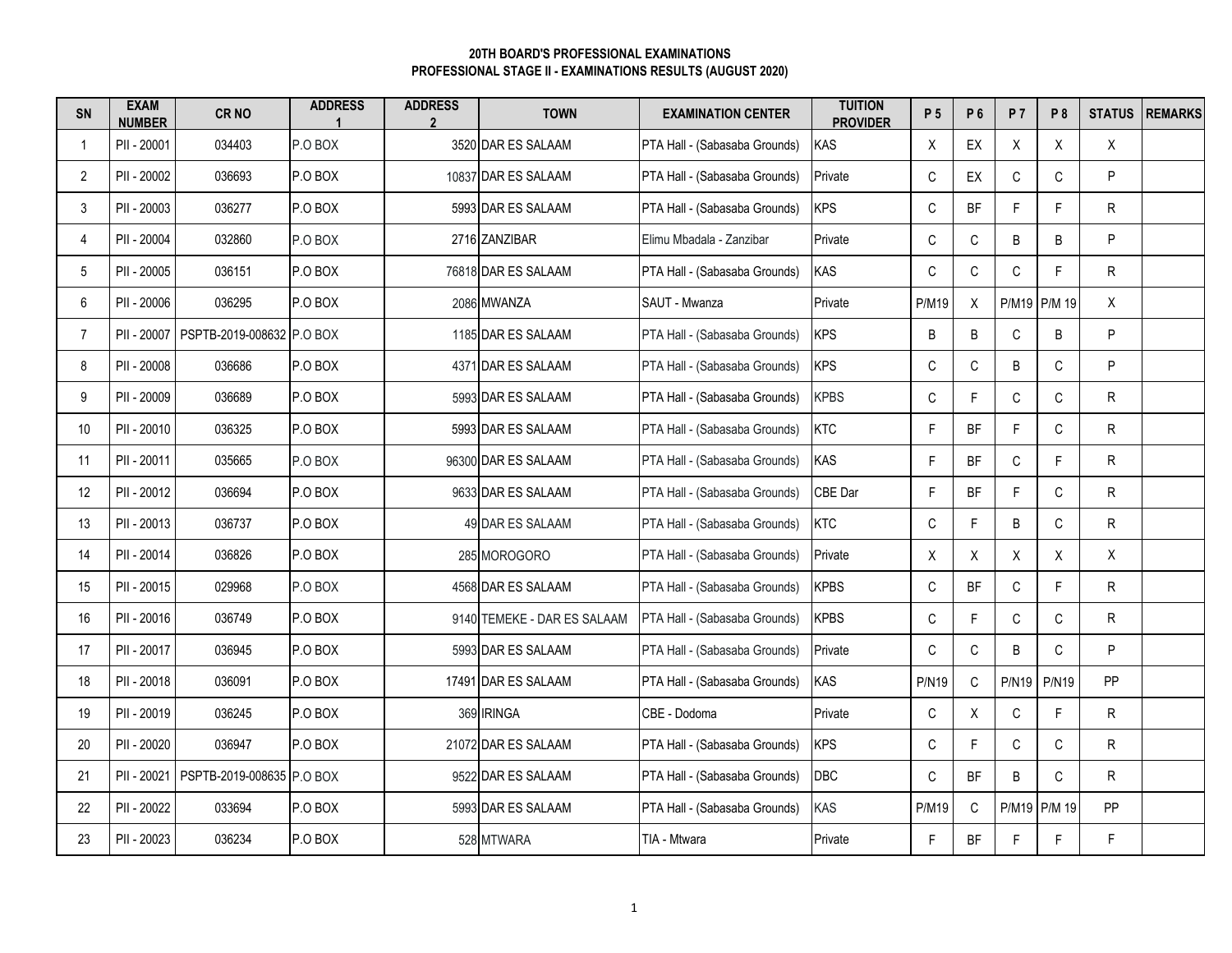**20TH BOARD'S PROFESSIONAL EXAMINATIONS**
**PROFESSIONAL STAGE II - EXAMINATIONS RESULTS (AUGUST 2020)**

| SN | EXAM NUMBER | CR NO | ADDRESS 1 | ADDRESS 2 | TOWN | EXAMINATION CENTER | TUITION PROVIDER | P 5 | P 6 | P 7 | P 8 | STATUS | REMARKS |
|---|---|---|---|---|---|---|---|---|---|---|---|---|---|
| 1 | PII - 20001 | 034403 | P.O BOX | 3520 | DAR ES SALAAM | PTA Hall - (Sabasaba Grounds) | KAS | X | EX | X | X | X | |
| 2 | PII - 20002 | 036693 | P.O BOX | 10837 | DAR ES SALAAM | PTA Hall - (Sabasaba Grounds) | Private | C | EX | C | C | P | |
| 3 | PII - 20003 | 036277 | P.O BOX | 5993 | DAR ES SALAAM | PTA Hall - (Sabasaba Grounds) | KPS | C | BF | F | F | R | |
| 4 | PII - 20004 | 032860 | P.O BOX | 2716 | ZANZIBAR | Elimu Mbadala - Zanzibar | Private | C | C | B | B | P | |
| 5 | PII - 20005 | 036151 | P.O BOX | 76818 | DAR ES SALAAM | PTA Hall - (Sabasaba Grounds) | KAS | C | C | C | F | R | |
| 6 | PII - 20006 | 036295 | P.O BOX | 2086 | MWANZA | SAUT - Mwanza | Private | P/M19 | X | P/M19 | P/M 19 | X | |
| 7 | PII - 20007 | PSPTB-2019-008632 | P.O BOX | 1185 | DAR ES SALAAM | PTA Hall - (Sabasaba Grounds) | KPS | B | B | C | B | P | |
| 8 | PII - 20008 | 036686 | P.O BOX | 4371 | DAR ES SALAAM | PTA Hall - (Sabasaba Grounds) | KPS | C | C | B | C | P | |
| 9 | PII - 20009 | 036689 | P.O BOX | 5993 | DAR ES SALAAM | PTA Hall - (Sabasaba Grounds) | KPBS | C | F | C | C | R | |
| 10 | PII - 20010 | 036325 | P.O BOX | 5993 | DAR ES SALAAM | PTA Hall - (Sabasaba Grounds) | KTC | F | BF | F | C | R | |
| 11 | PII - 20011 | 035665 | P.O BOX | 96300 | DAR ES SALAAM | PTA Hall - (Sabasaba Grounds) | KAS | F | BF | C | F | R | |
| 12 | PII - 20012 | 036694 | P.O BOX | 9633 | DAR ES SALAAM | PTA Hall - (Sabasaba Grounds) | CBE Dar | F | BF | F | C | R | |
| 13 | PII - 20013 | 036737 | P.O BOX | 49 | DAR ES SALAAM | PTA Hall - (Sabasaba Grounds) | KTC | C | F | B | C | R | |
| 14 | PII - 20014 | 036826 | P.O BOX | 285 | MOROGORO | PTA Hall - (Sabasaba Grounds) | Private | X | X | X | X | X | |
| 15 | PII - 20015 | 029968 | P.O BOX | 4568 | DAR ES SALAAM | PTA Hall - (Sabasaba Grounds) | KPBS | C | BF | C | F | R | |
| 16 | PII - 20016 | 036749 | P.O BOX | 9140 | TEMEKE - DAR ES SALAAM | PTA Hall - (Sabasaba Grounds) | KPBS | C | F | C | C | R | |
| 17 | PII - 20017 | 036945 | P.O BOX | 5993 | DAR ES SALAAM | PTA Hall - (Sabasaba Grounds) | Private | C | C | B | C | P | |
| 18 | PII - 20018 | 036091 | P.O BOX | 17491 | DAR ES SALAAM | PTA Hall - (Sabasaba Grounds) | KAS | P/N19 | C | P/N19 | P/N19 | PP | |
| 19 | PII - 20019 | 036245 | P.O BOX | 369 | IRINGA | CBE - Dodoma | Private | C | X | C | F | R | |
| 20 | PII - 20020 | 036947 | P.O BOX | 21072 | DAR ES SALAAM | PTA Hall - (Sabasaba Grounds) | KPS | C | F | C | C | R | |
| 21 | PII - 20021 | PSPTB-2019-008635 | P.O BOX | 9522 | DAR ES SALAAM | PTA Hall - (Sabasaba Grounds) | DBC | C | BF | B | C | R | |
| 22 | PII - 20022 | 033694 | P.O BOX | 5993 | DAR ES SALAAM | PTA Hall - (Sabasaba Grounds) | KAS | P/M19 | C | P/M19 | P/M 19 | PP | |
| 23 | PII - 20023 | 036234 | P.O BOX | 528 | MTWARA | TIA - Mtwara | Private | F | BF | F | F | F | |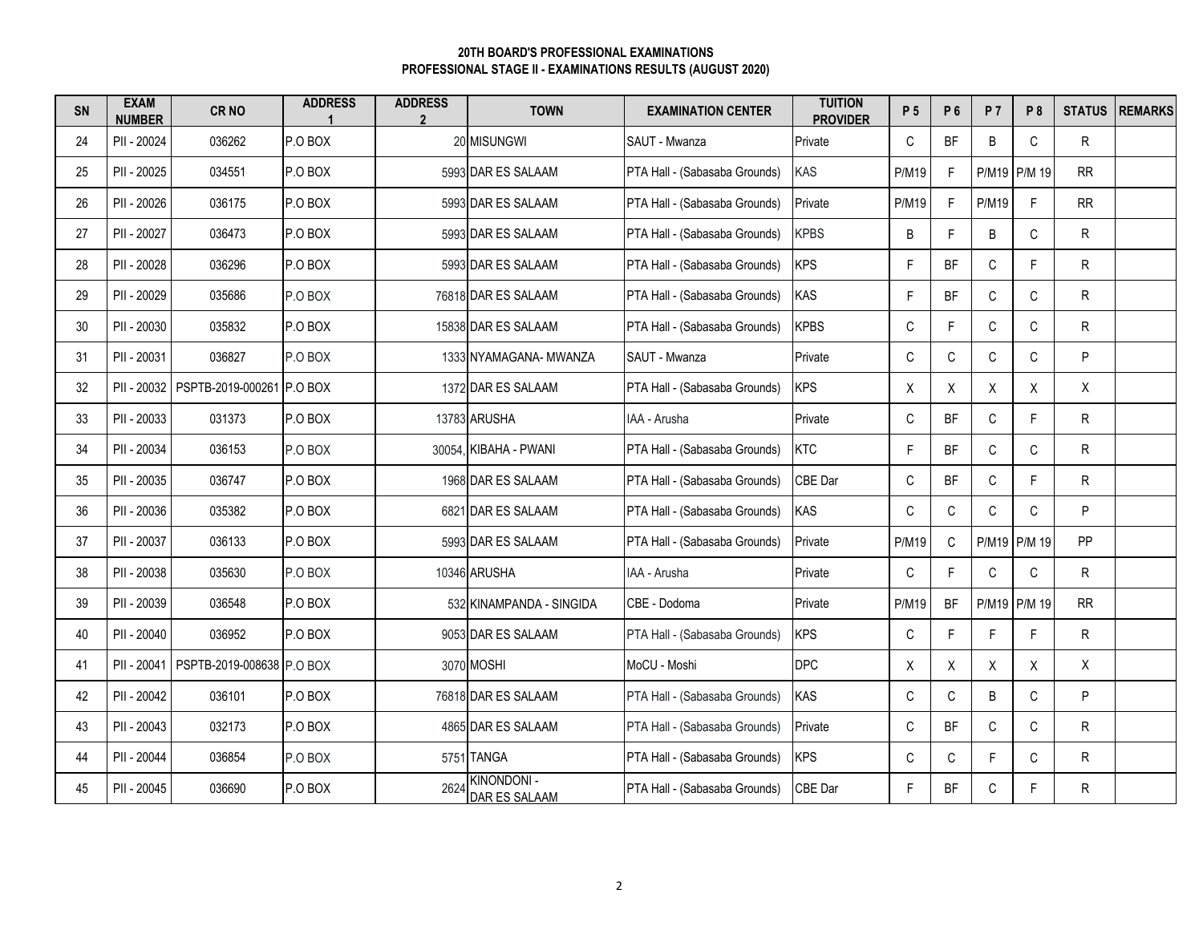**20TH BOARD'S PROFESSIONAL EXAMINATIONS**
**PROFESSIONAL STAGE II - EXAMINATIONS RESULTS (AUGUST 2020)**

| SN | EXAM NUMBER | CR NO | ADDRESS 1 | ADDRESS 2 | TOWN | EXAMINATION CENTER | TUITION PROVIDER | P 5 | P 6 | P 7 | P 8 | STATUS | REMARKS |
|---|---|---|---|---|---|---|---|---|---|---|---|---|---|
| 24 | PII - 20024 | 036262 | P.O BOX | 20 | MISUNGWI | SAUT - Mwanza | Private | C | BF | B | C | R | |
| 25 | PII - 20025 | 034551 | P.O BOX | 5993 | DAR ES SALAAM | PTA Hall - (Sabasaba Grounds) | KAS | P/M19 | F | P/M19 | P/M 19 | RR | |
| 26 | PII - 20026 | 036175 | P.O BOX | 5993 | DAR ES SALAAM | PTA Hall - (Sabasaba Grounds) | Private | P/M19 | F | P/M19 | F | RR | |
| 27 | PII - 20027 | 036473 | P.O BOX | 5993 | DAR ES SALAAM | PTA Hall - (Sabasaba Grounds) | KPBS | B | F | B | C | R | |
| 28 | PII - 20028 | 036296 | P.O BOX | 5993 | DAR ES SALAAM | PTA Hall - (Sabasaba Grounds) | KPS | F | BF | C | F | R | |
| 29 | PII - 20029 | 035686 | P.O BOX | 76818 | DAR ES SALAAM | PTA Hall - (Sabasaba Grounds) | KAS | F | BF | C | C | R | |
| 30 | PII - 20030 | 035832 | P.O BOX | 15838 | DAR ES SALAAM | PTA Hall - (Sabasaba Grounds) | KPBS | C | F | C | C | R | |
| 31 | PII - 20031 | 036827 | P.O BOX | 1333 | NYAMAGANA- MWANZA | SAUT - Mwanza | Private | C | C | C | C | P | |
| 32 | PII - 20032 | PSPTB-2019-000261 | P.O BOX | 1372 | DAR ES SALAAM | PTA Hall - (Sabasaba Grounds) | KPS | X | X | X | X | X | |
| 33 | PII - 20033 | 031373 | P.O BOX | 13783 | ARUSHA | IAA - Arusha | Private | C | BF | C | F | R | |
| 34 | PII - 20034 | 036153 | P.O BOX | 30054, | KIBAHA - PWANI | PTA Hall - (Sabasaba Grounds) | KTC | F | BF | C | C | R | |
| 35 | PII - 20035 | 036747 | P.O BOX | 1968 | DAR ES SALAAM | PTA Hall - (Sabasaba Grounds) | CBE Dar | C | BF | C | F | R | |
| 36 | PII - 20036 | 035382 | P.O BOX | 6821 | DAR ES SALAAM | PTA Hall - (Sabasaba Grounds) | KAS | C | C | C | C | P | |
| 37 | PII - 20037 | 036133 | P.O BOX | 5993 | DAR ES SALAAM | PTA Hall - (Sabasaba Grounds) | Private | P/M19 | C | P/M19 | P/M 19 | PP | |
| 38 | PII - 20038 | 035630 | P.O BOX | 10346 | ARUSHA | IAA - Arusha | Private | C | F | C | C | R | |
| 39 | PII - 20039 | 036548 | P.O BOX | 532 | KINAMPANDA - SINGIDA | CBE - Dodoma | Private | P/M19 | BF | P/M19 | P/M 19 | RR | |
| 40 | PII - 20040 | 036952 | P.O BOX | 9053 | DAR ES SALAAM | PTA Hall - (Sabasaba Grounds) | KPS | C | F | F | F | R | |
| 41 | PII - 20041 | PSPTB-2019-008638 | P.O BOX | 3070 | MOSHI | MoCU - Moshi | DPC | X | X | X | X | X | |
| 42 | PII - 20042 | 036101 | P.O BOX | 76818 | DAR ES SALAAM | PTA Hall - (Sabasaba Grounds) | KAS | C | C | B | C | P | |
| 43 | PII - 20043 | 032173 | P.O BOX | 4865 | DAR ES SALAAM | PTA Hall - (Sabasaba Grounds) | Private | C | BF | C | C | R | |
| 44 | PII - 20044 | 036854 | P.O BOX | 5751 | TANGA | PTA Hall - (Sabasaba Grounds) | KPS | C | C | F | C | R | |
| 45 | PII - 20045 | 036690 | P.O BOX | 2624 | KINONDONI - DAR ES SALAAM | PTA Hall - (Sabasaba Grounds) | CBE Dar | F | BF | C | F | R | |